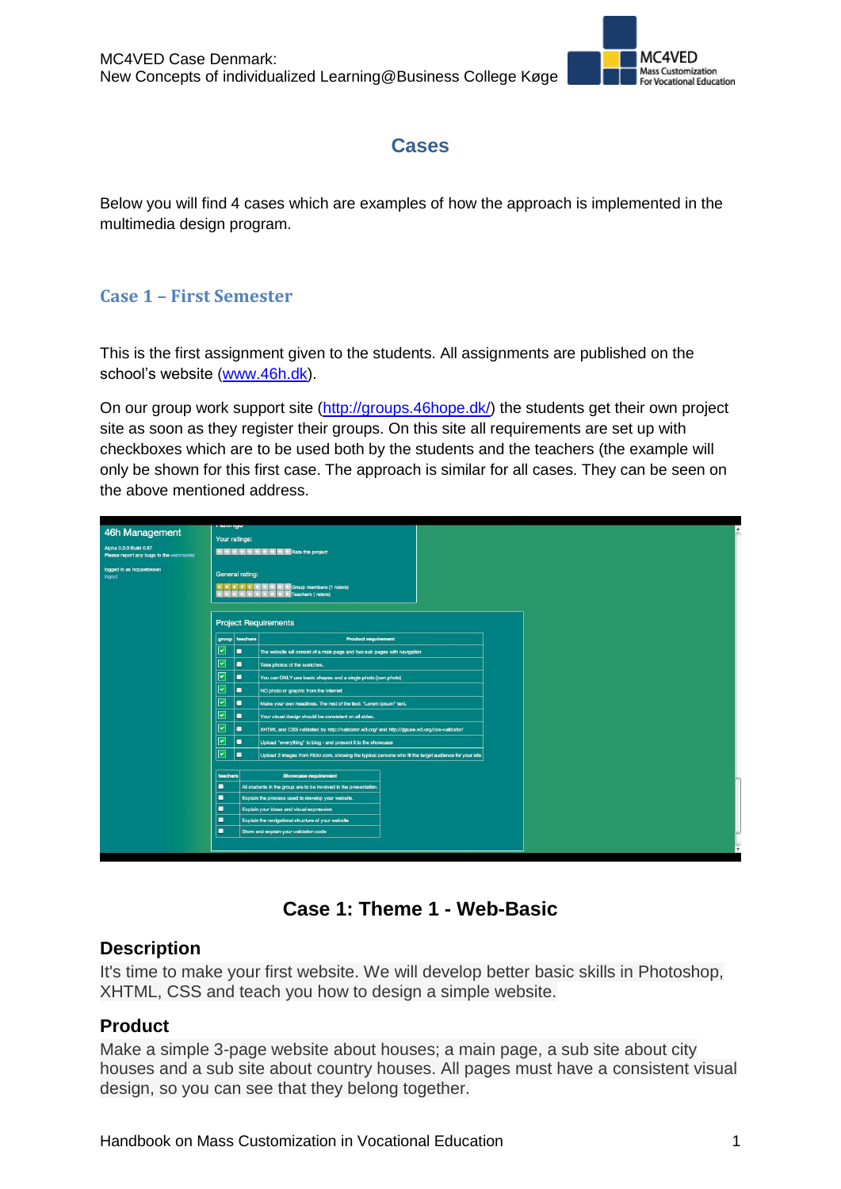# Cases

Below you will find 4 cases which are examples of how the approach is implemented in the multimedia design program.

## Case 1 – First Semester

This is the first assignment given to the students. All assignments are published on the school's website (www.46h.dk).

On our group work support site (http://groups.46hope.dk/) the students get their own project site as soon as they register their groups. On this site all requirements are set up with checkboxes which are to be used both by the students and the teachers (the example will only be shown for this first case. The approach is similar for all cases. They can be seen on the above mentioned address.

### Case 1: Theme 1 - Web-Basic

#### Description

It's time to make your first website. We will develop better basic skills in Photoshop, XHTML, CSS and teach you how to design a simple website.

#### Product

Make a simple 3-page website about houses; a main page, a sub site about city houses and a sub site about country houses. All pages must have a consistent visual design, so you can see that they belong together.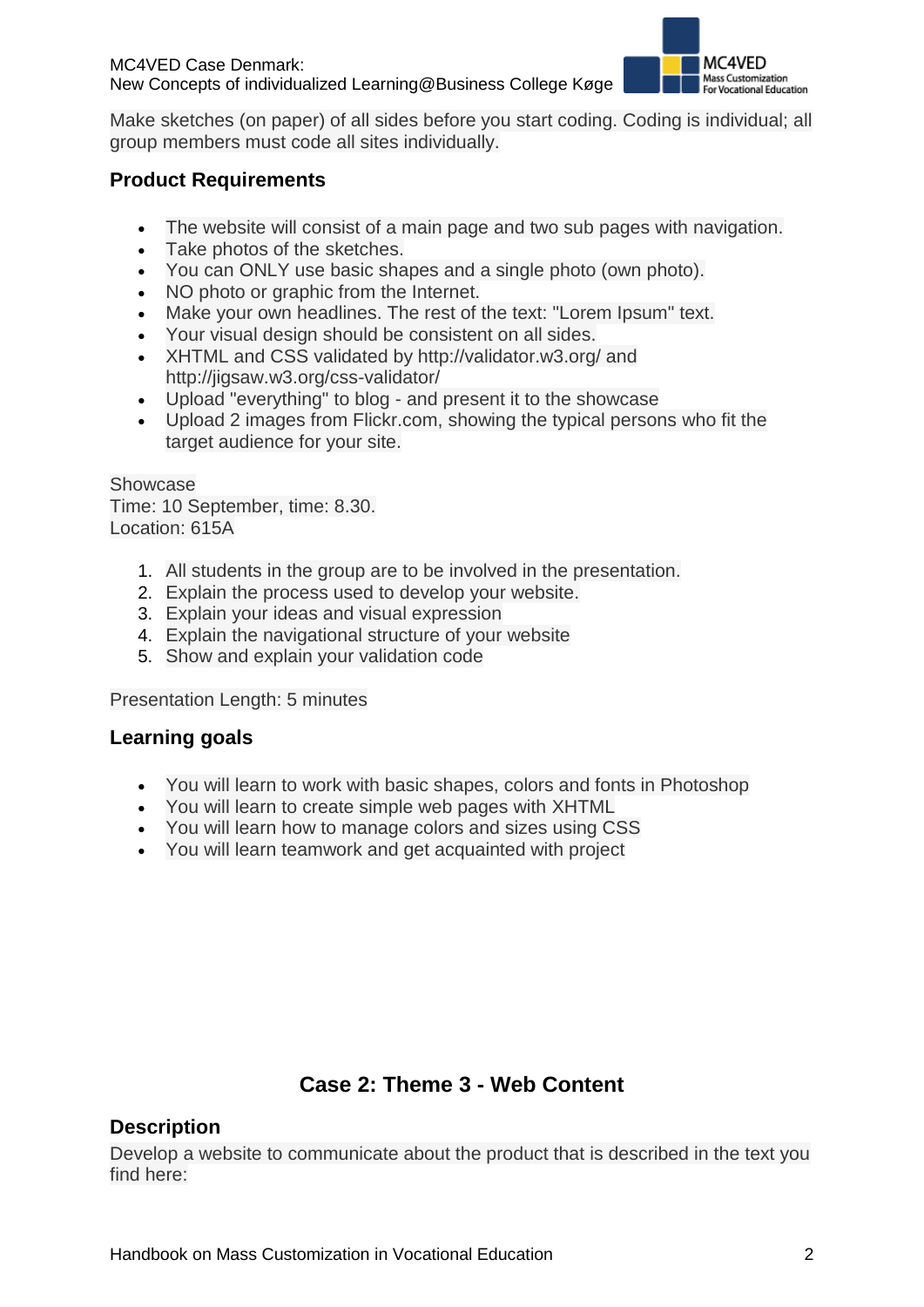Make sketches (on paper) of all sides before you start coding. Coding is individual; all group members must code all sites individually.

### Product Requirements

- The website will consist of a main page and two sub pages with navigation.
- Take photos of the sketches.
- You can ONLY use basic shapes and a single photo (own photo).
- NO photo or graphic from the Internet.
- Make your own headlines. The rest of the text: "Lorem Ipsum" text.
- Your visual design should be consistent on all sides.
- XHTML and CSS validated by http://validator.w3.org/ and http://jigsaw.w3.org/css-validator/
- Upload "everything" to blog - and present it to the showcase
- Upload 2 images from Flickr.com, showing the typical persons who fit the target audience for your site.

Showcase
Time: 10 September, time: 8.30.
Location: 615A

1. All students in the group are to be involved in the presentation.
2. Explain the process used to develop your website.
3. Explain your ideas and visual expression
4. Explain the navigational structure of your website
5. Show and explain your validation code

Presentation Length: 5 minutes

### Learning goals

- You will learn to work with basic shapes, colors and fonts in Photoshop
- You will learn to create simple web pages with XHTML
- You will learn how to manage colors and sizes using CSS
- You will learn teamwork and get acquainted with project

## Case 2: Theme 3 - Web Content

### Description

Develop a website to communicate about the product that is described in the text you find here: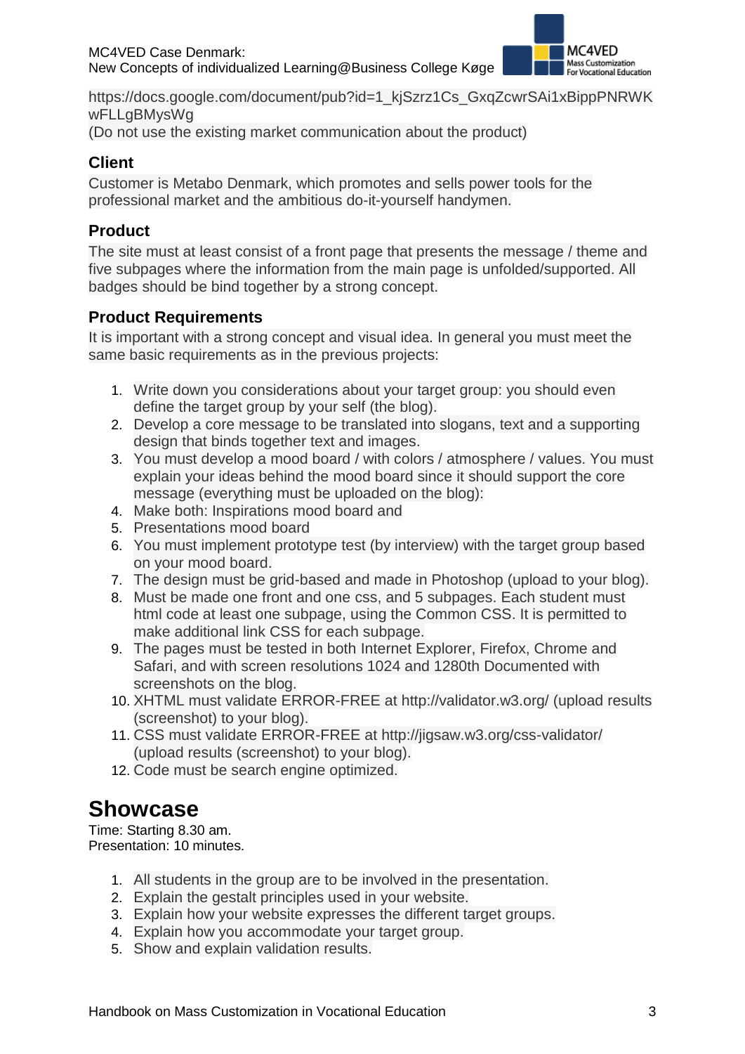https://docs.google.com/document/pub?id=1_kjSzrz1Cs_GxqZcwrSAi1xBippPNRWKwFLLgBMysWg
(Do not use the existing market communication about the product)

### Client

Customer is Metabo Denmark, which promotes and sells power tools for the professional market and the ambitious do-it-yourself handymen.

### Product

The site must at least consist of a front page that presents the message / theme and five subpages where the information from the main page is unfolded/supported. All badges should be bind together by a strong concept.

### Product Requirements

It is important with a strong concept and visual idea. In general you must meet the same basic requirements as in the previous projects:

1. Write down you considerations about your target group: you should even define the target group by your self (the blog).
2. Develop a core message to be translated into slogans, text and a supporting design that binds together text and images.
3. You must develop a mood board / with colors / atmosphere / values. You must explain your ideas behind the mood board since it should support the core message (everything must be uploaded on the blog):
4. Make both: Inspirations mood board and
5. Presentations mood board
6. You must implement prototype test (by interview) with the target group based on your mood board.
7. The design must be grid-based and made in Photoshop (upload to your blog).
8. Must be made one front and one css, and 5 subpages. Each student must html code at least one subpage, using the Common CSS. It is permitted to make additional link CSS for each subpage.
9. The pages must be tested in both Internet Explorer, Firefox, Chrome and Safari, and with screen resolutions 1024 and 1280th Documented with screenshots on the blog.
10. XHTML must validate ERROR-FREE at http://validator.w3.org/ (upload results (screenshot) to your blog).
11. CSS must validate ERROR-FREE at http://jigsaw.w3.org/css-validator/ (upload results (screenshot) to your blog).
12. Code must be search engine optimized.

## Showcase

Time: Starting 8.30 am.
Presentation: 10 minutes.

1. All students in the group are to be involved in the presentation.
2. Explain the gestalt principles used in your website.
3. Explain how your website expresses the different target groups.
4. Explain how you accommodate your target group.
5. Show and explain validation results.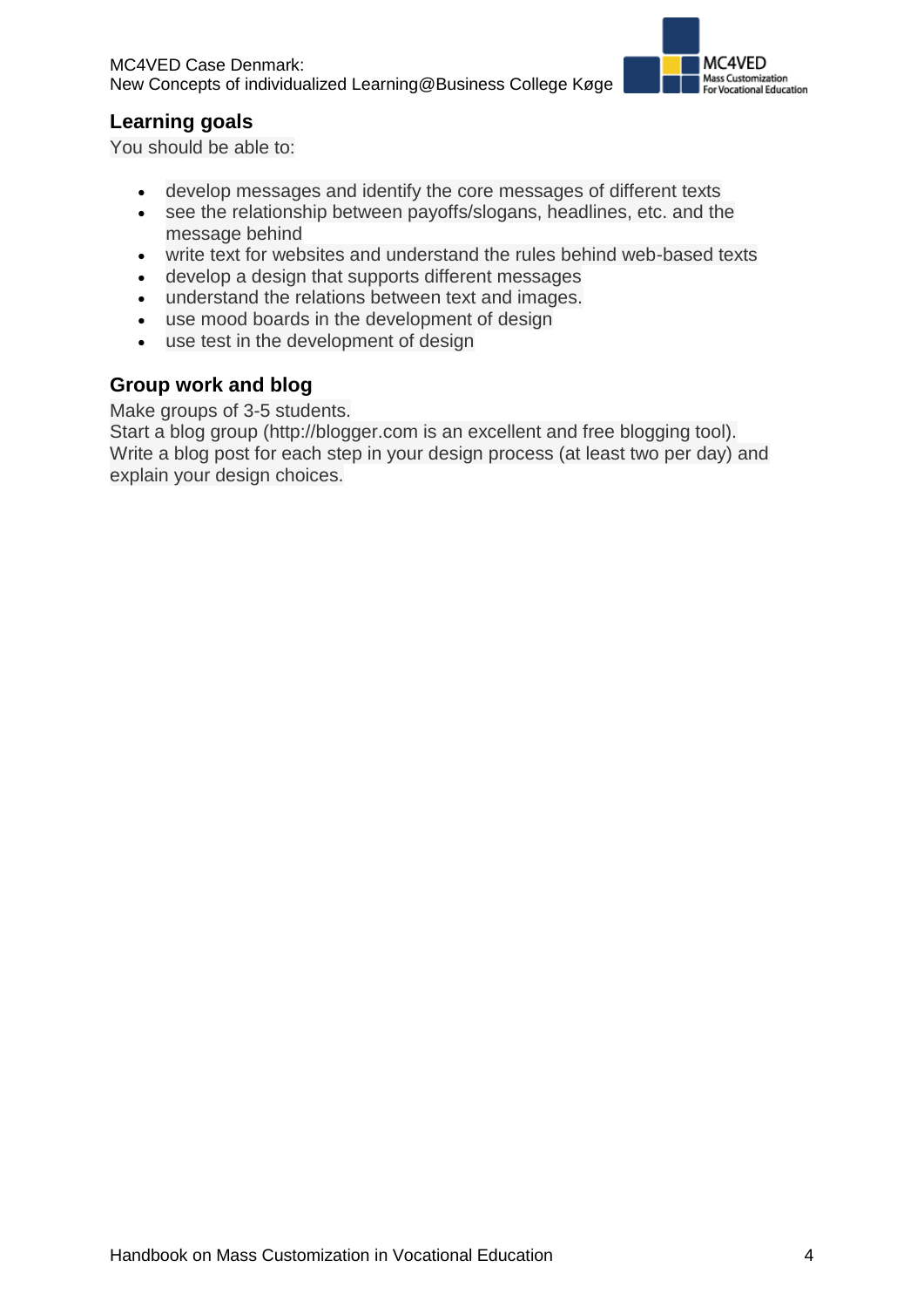## Learning goals

You should be able to:

- develop messages and identify the core messages of different texts
- see the relationship between payoffs/slogans, headlines, etc. and the message behind
- write text for websites and understand the rules behind web-based texts
- develop a design that supports different messages
- understand the relations between text and images.
- use mood boards in the development of design
- use test in the development of design

## Group work and blog

Make groups of 3-5 students.
Start a blog group (http://blogger.com is an excellent and free blogging tool).
Write a blog post for each step in your design process (at least two per day) and explain your design choices.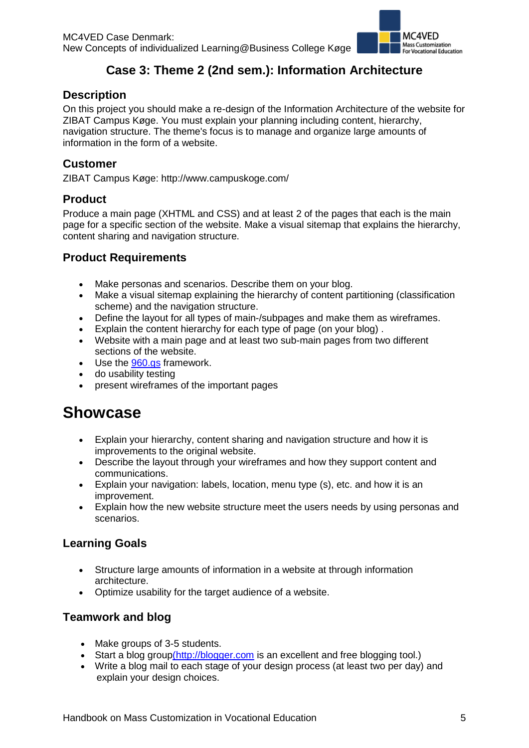## Case 3: Theme 2 (2nd sem.): Information Architecture

### Description

On this project you should make a re-design of the Information Architecture of the website for ZIBAT Campus Køge. You must explain your planning including content, hierarchy, navigation structure. The theme's focus is to manage and organize large amounts of information in the form of a website.

### Customer

ZIBAT Campus Køge: http://www.campuskoge.com/

### Product

Produce a main page (XHTML and CSS) and at least 2 of the pages that each is the main page for a specific section of the website. Make a visual sitemap that explains the hierarchy, content sharing and navigation structure.

### Product Requirements

- Make personas and scenarios. Describe them on your blog.
- Make a visual sitemap explaining the hierarchy of content partitioning (classification scheme) and the navigation structure.
- Define the layout for all types of main-/subpages and make them as wireframes.
- Explain the content hierarchy for each type of page (on your blog) .
- Website with a main page and at least two sub-main pages from two different sections of the website.
- Use the 960.gs framework.
- do usability testing
- present wireframes of the important pages

# Showcase

- Explain your hierarchy, content sharing and navigation structure and how it is improvements to the original website.
- Describe the layout through your wireframes and how they support content and communications.
- Explain your navigation: labels, location, menu type (s), etc. and how it is an improvement.
- Explain how the new website structure meet the users needs by using personas and scenarios.

### Learning Goals

- Structure large amounts of information in a website at through information architecture.
- Optimize usability for the target audience of a website.

### Teamwork and blog

- Make groups of 3-5 students.
- Start a blog group(http://blogger.com is an excellent and free blogging tool.)
- Write a blog mail to each stage of your design process (at least two per day) and explain your design choices.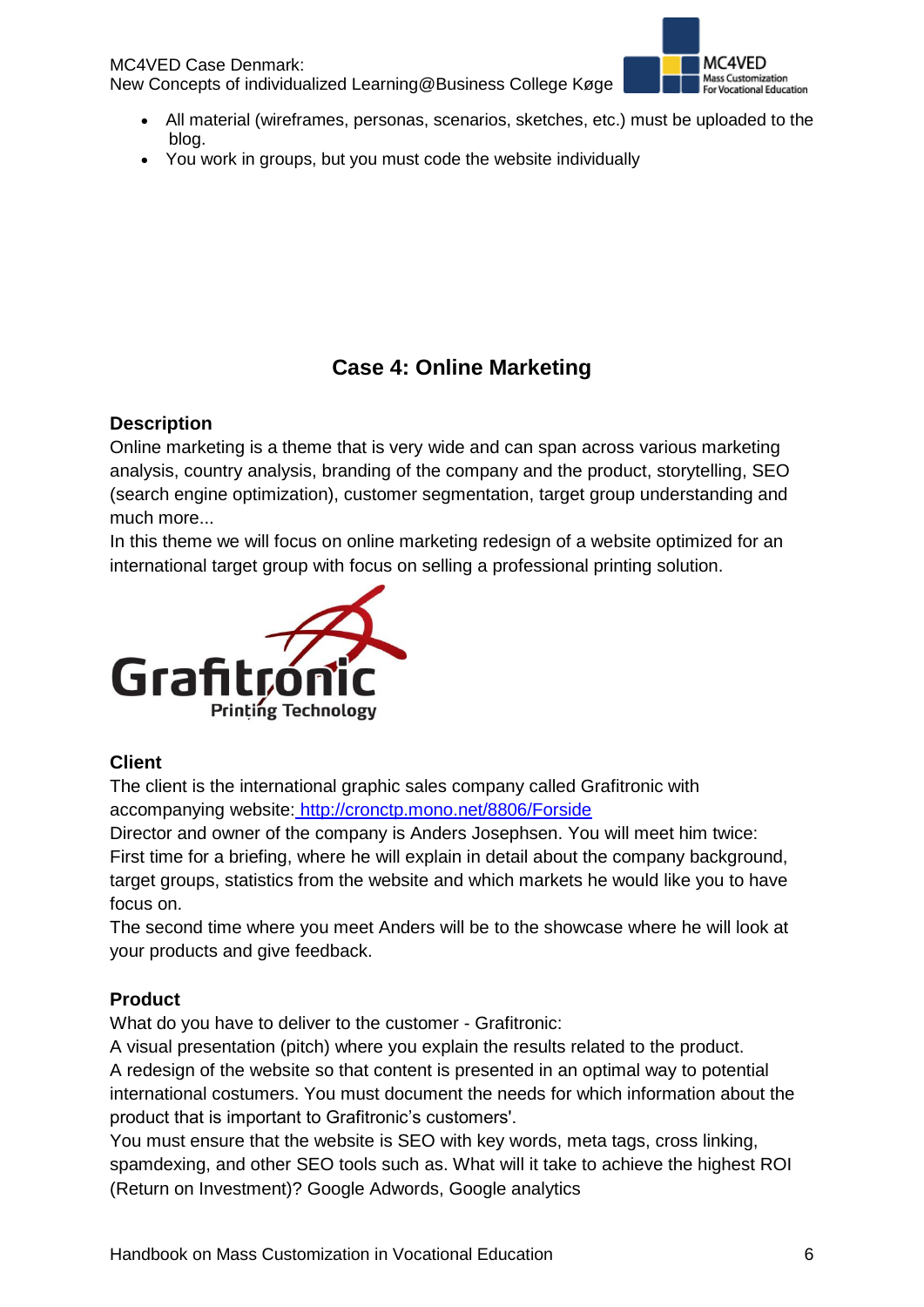- All material (wireframes, personas, scenarios, sketches, etc.) must be uploaded to the blog.
- You work in groups, but you must code the website individually

## Case 4: Online Marketing

### Description

Online marketing is a theme that is very wide and can span across various marketing analysis, country analysis, branding of the company and the product, storytelling, SEO (search engine optimization), customer segmentation, target group understanding and much more...

In this theme we will focus on online marketing redesign of a website optimized for an international target group with focus on selling a professional printing solution.

### Client

The client is the international graphic sales company called Grafitronic with accompanying website: [http://cronctp.mono.net/8806/Forside](http://cronctp.mono.net/8806/Forside)

Director and owner of the company is Anders Josephsen. You will meet him twice: First time for a briefing, where he will explain in detail about the company background, target groups, statistics from the website and which markets he would like you to have focus on.

The second time where you meet Anders will be to the showcase where he will look at your products and give feedback.

### Product

What do you have to deliver to the customer - Grafitronic:

A visual presentation (pitch) where you explain the results related to the product.

A redesign of the website so that content is presented in an optimal way to potential international costumers. You must document the needs for which information about the product that is important to Grafitronic's customers'.

You must ensure that the website is SEO with key words, meta tags, cross linking, spamdexing, and other SEO tools such as. What will it take to achieve the highest ROI (Return on Investment)? Google Adwords, Google analytics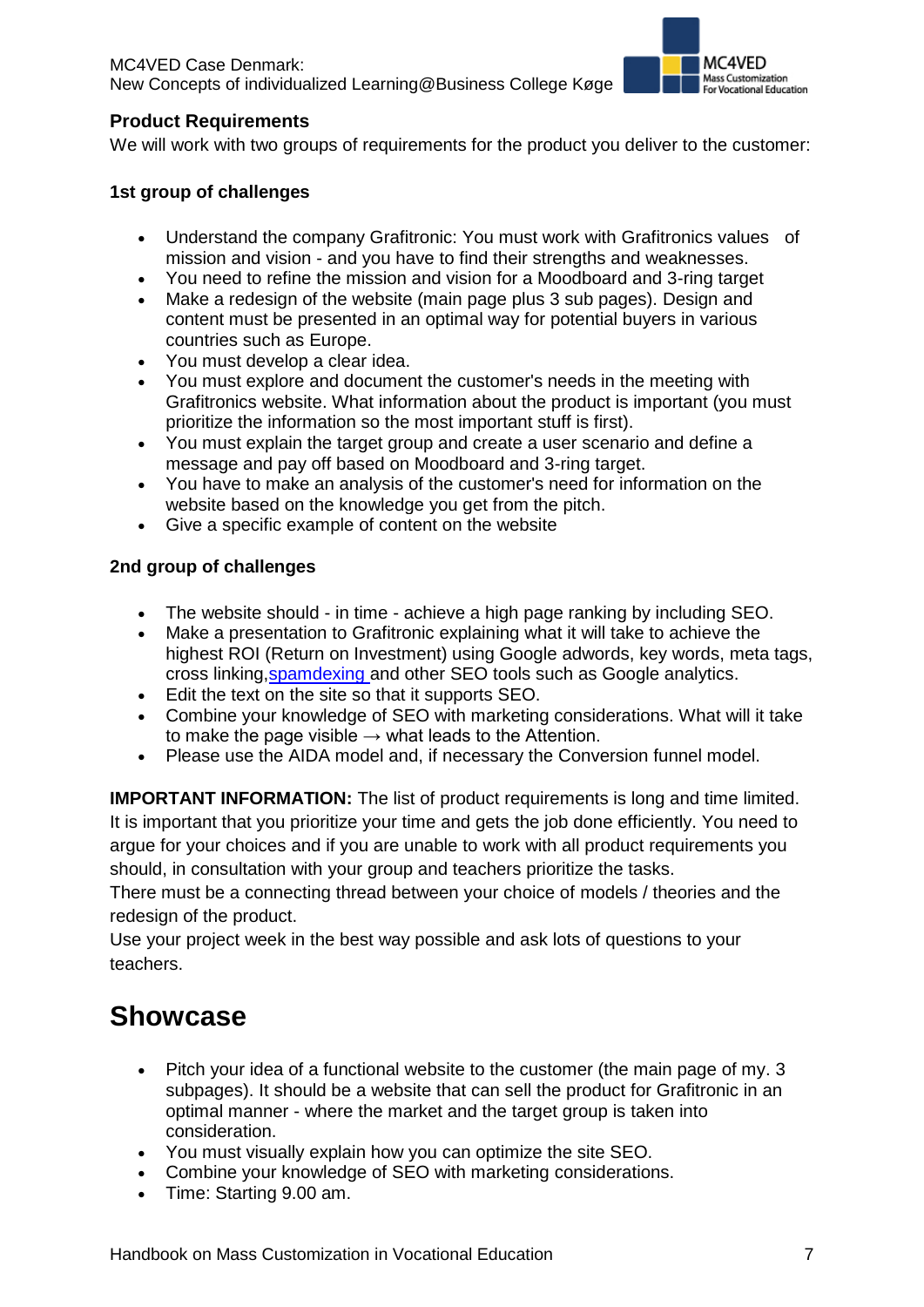### Product Requirements

We will work with two groups of requirements for the product you deliver to the customer:

#### 1st group of challenges

- Understand the company Grafitronic: You must work with Grafitronics values of mission and vision - and you have to find their strengths and weaknesses.
- You need to refine the mission and vision for a Moodboard and 3-ring target
- Make a redesign of the website (main page plus 3 sub pages). Design and content must be presented in an optimal way for potential buyers in various countries such as Europe.
- You must develop a clear idea.
- You must explore and document the customer's needs in the meeting with Grafitronics website. What information about the product is important (you must prioritize the information so the most important stuff is first).
- You must explain the target group and create a user scenario and define a message and pay off based on Moodboard and 3-ring target.
- You have to make an analysis of the customer's need for information on the website based on the knowledge you get from the pitch.
- Give a specific example of content on the website

#### 2nd group of challenges

- The website should - in time - achieve a high page ranking by including SEO.
- Make a presentation to Grafitronic explaining what it will take to achieve the highest ROI (Return on Investment) using Google adwords, key words, meta tags, cross linking,spamdexing and other SEO tools such as Google analytics.
- Edit the text on the site so that it supports SEO.
- Combine your knowledge of SEO with marketing considerations. What will it take to make the page visible → what leads to the Attention.
- Please use the AIDA model and, if necessary the Conversion funnel model.

**IMPORTANT INFORMATION:** The list of product requirements is long and time limited. It is important that you prioritize your time and gets the job done efficiently. You need to argue for your choices and if you are unable to work with all product requirements you should, in consultation with your group and teachers prioritize the tasks.
There must be a connecting thread between your choice of models / theories and the redesign of the product.
Use your project week in the best way possible and ask lots of questions to your teachers.

## Showcase

- Pitch your idea of a functional website to the customer (the main page of my. 3 subpages). It should be a website that can sell the product for Grafitronic in an optimal manner - where the market and the target group is taken into consideration.
- You must visually explain how you can optimize the site SEO.
- Combine your knowledge of SEO with marketing considerations.
- Time: Starting 9.00 am.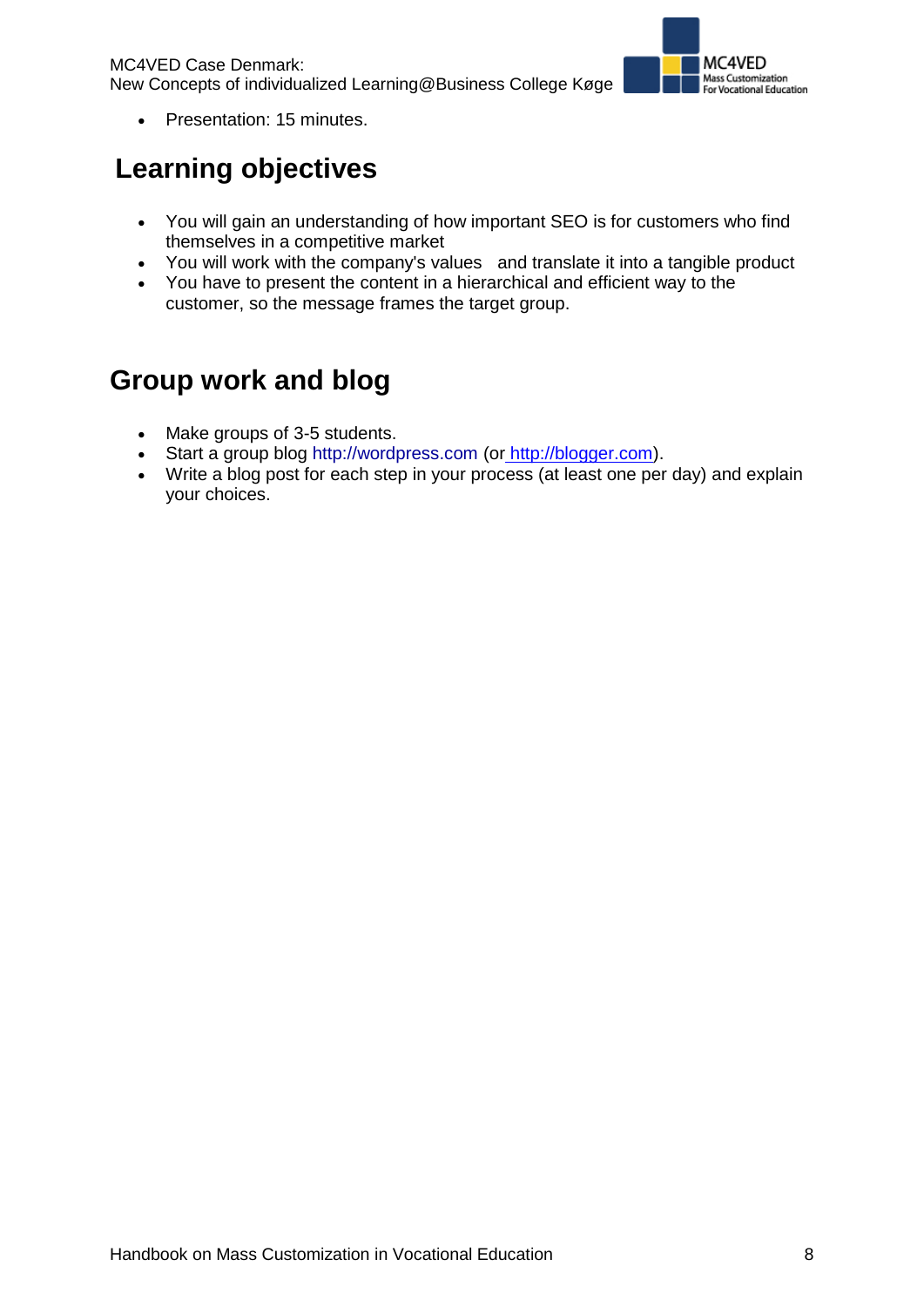- Presentation: 15 minutes.

## Learning objectives

- You will gain an understanding of how important SEO is for customers who find themselves in a competitive market
- You will work with the company's values and translate it into a tangible product
- You have to present the content in a hierarchical and efficient way to the customer, so the message frames the target group.

## Group work and blog

- Make groups of 3-5 students.
- Start a group blog http://wordpress.com (or http://blogger.com).
- Write a blog post for each step in your process (at least one per day) and explain your choices.